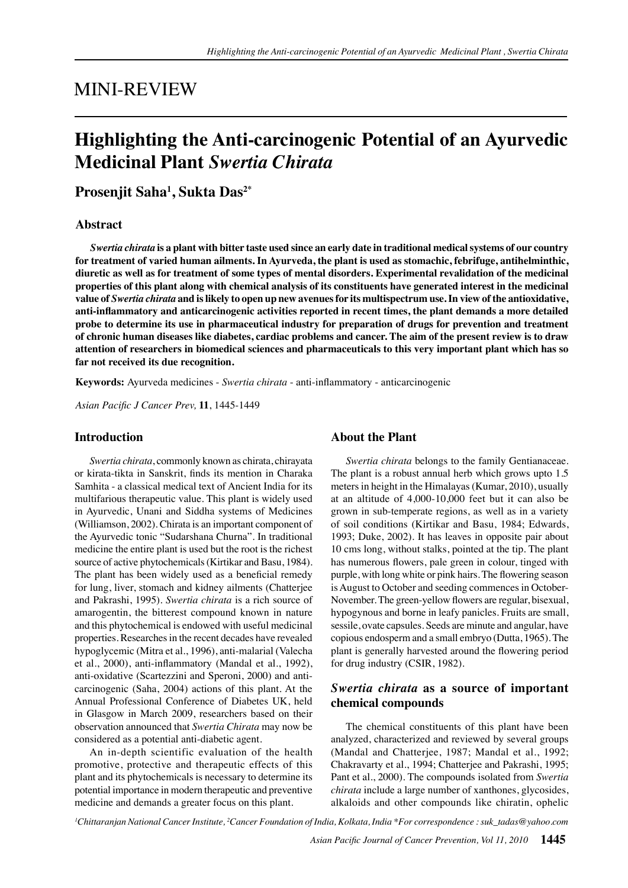# MINI-REVIEW

## Highlighting the Anti-carcinogenic Potential of an Ayurvedic Medicinal Plant *Swertia Chirata*

**Prosenjit Saha[1], Sukta Das[2*]**

### Abstract

***Swertia chirata* is a plant with bitter taste used since an early date in traditional medical systems of our country for treatment of varied human ailments. In Ayurveda, the plant is used as stomachic, febrifuge, antihelminthic, diuretic as well as for treatment of some types of mental disorders. Experimental revalidation of the medicinal properties of this plant along with chemical analysis of its constituents have generated interest in the medicinal value of *Swertia chirata* and is likely to open up new avenues for its multispectrum use. In view of the antioxidative, anti-inflammatory and anticarcinogenic activities reported in recent times, the plant demands a more detailed probe to determine its use in pharmaceutical industry for preparation of drugs for prevention and treatment of chronic human diseases like diabetes, cardiac problems and cancer. The aim of the present review is to draw attention of researchers in biomedical sciences and pharmaceuticals to this very important plant which has so far not received its due recognition.**

**Keywords:** Ayurveda medicines - *Swertia chirata* - anti-inflammatory - anticarcinogenic

*Asian Pacific J Cancer Prev,* **11**, 1445-1449

### Introduction

*Swertia chirata*, commonly known as chirata, chirayata or kirata-tikta in Sanskrit, finds its mention in Charaka Samhita - a classical medical text of Ancient India for its multifarious therapeutic value. This plant is widely used in Ayurvedic, Unani and Siddha systems of Medicines (Williamson, 2002). Chirata is an important component of the Ayurvedic tonic "Sudarshana Churna". In traditional medicine the entire plant is used but the root is the richest source of active phytochemicals (Kirtikar and Basu, 1984). The plant has been widely used as a beneficial remedy for lung, liver, stomach and kidney ailments (Chatterjee and Pakrashi, 1995). *Swertia chirata* is a rich source of amarogentin, the bitterest compound known in nature and this phytochemical is endowed with useful medicinal properties. Researches in the recent decades have revealed hypoglycemic (Mitra et al., 1996), anti-malarial (Valecha et al., 2000), anti-inflammatory (Mandal et al., 1992), anti-oxidative (Scartezzini and Speroni, 2000) and anti-carcinogenic (Saha, 2004) actions of this plant. At the Annual Professional Conference of Diabetes UK, held in Glasgow in March 2009, researchers based on their observation announced that *Swertia Chirata* may now be considered as a potential anti-diabetic agent.

An in-depth scientific evaluation of the health promotive, protective and therapeutic effects of this plant and its phytochemicals is necessary to determine its potential importance in modern therapeutic and preventive medicine and demands a greater focus on this plant.

### About the Plant

*Swertia chirata* belongs to the family Gentianaceae. The plant is a robust annual herb which grows upto 1.5 meters in height in the Himalayas (Kumar, 2010), usually at an altitude of 4,000-10,000 feet but it can also be grown in sub-temperate regions, as well as in a variety of soil conditions (Kirtikar and Basu, 1984; Edwards, 1993; Duke, 2002). It has leaves in opposite pair about 10 cms long, without stalks, pointed at the tip. The plant has numerous flowers, pale green in colour, tinged with purple, with long white or pink hairs. The flowering season is August to October and seeding commences in October-November. The green-yellow flowers are regular, bisexual, hypogynous and borne in leafy panicles. Fruits are small, sessile, ovate capsules. Seeds are minute and angular, have copious endosperm and a small embryo (Dutta, 1965). The plant is generally harvested around the flowering period for drug industry (CSIR, 1982).

### *Swertia chirata* as a source of important chemical compounds

The chemical constituents of this plant have been analyzed, characterized and reviewed by several groups (Mandal and Chatterjee, 1987; Mandal et al., 1992; Chakravarty et al., 1994; Chatterjee and Pakrashi, 1995; Pant et al., 2000). The compounds isolated from *Swertia chirata* include a large number of xanthones, glycosides, alkaloids and other compounds like chiratin, ophelic

[1]Chittaranjan National Cancer Institute, [2]Cancer Foundation of India, Kolkata, India *For correspondence : suk_tadas@yahoo.com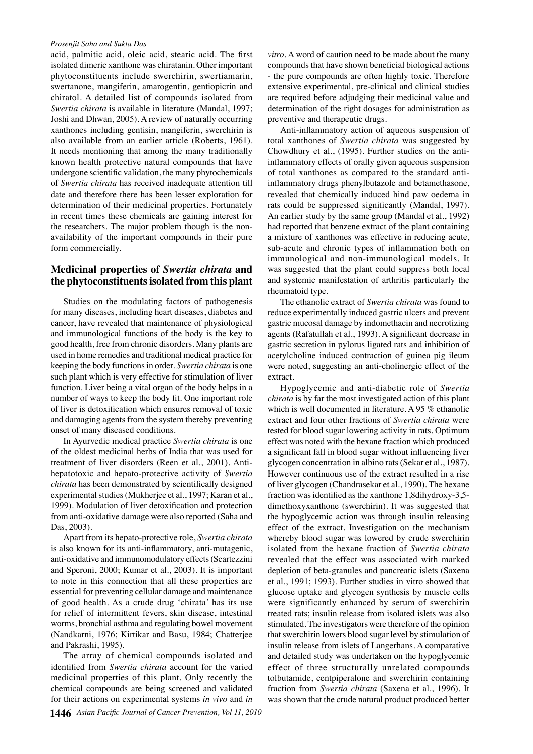acid, palmitic acid, oleic acid, stearic acid. The first isolated dimeric xanthone was chiratanin. Other important phytoconstituents include swerchirin, swertiamarin, swertanone, mangiferin, amarogentin, gentiopicrin and chiratol. A detailed list of compounds isolated from *Swertia chirata* is available in literature (Mandal, 1997; Joshi and Dhwan, 2005). A review of naturally occurring xanthones including gentisin, mangiferin, swerchirin is also available from an earlier article (Roberts, 1961). It needs mentioning that among the many traditionally known health protective natural compounds that have undergone scientific validation, the many phytochemicals of *Swertia chirata* has received inadequate attention till date and therefore there has been lesser exploration for determination of their medicinal properties. Fortunately in recent times these chemicals are gaining interest for the researchers. The major problem though is the non-availability of the important compounds in their pure form commercially.

## Medicinal properties of *Swertia chirata* and the phytoconstituents isolated from this plant

Studies on the modulating factors of pathogenesis for many diseases, including heart diseases, diabetes and cancer, have revealed that maintenance of physiological and immunological functions of the body is the key to good health, free from chronic disorders. Many plants are used in home remedies and traditional medical practice for keeping the body functions in order. *Swertia chirata* is one such plant which is very effective for stimulation of liver function. Liver being a vital organ of the body helps in a number of ways to keep the body fit. One important role of liver is detoxification which ensures removal of toxic and damaging agents from the system thereby preventing onset of many diseased conditions.

In Ayurvedic medical practice *Swertia chirata* is one of the oldest medicinal herbs of India that was used for treatment of liver disorders (Reen et al., 2001). Anti-hepatotoxic and hepato-protective activity of *Swertia chirata* has been demonstrated by scientifically designed experimental studies (Mukherjee et al., 1997; Karan et al., 1999). Modulation of liver detoxification and protection from anti-oxidative damage were also reported (Saha and Das, 2003).

Apart from its hepato-protective role, *Swertia chirata* is also known for its anti-inflammatory, anti-mutagenic, anti-oxidative and immunomodulatory effects (Scartezzini and Speroni, 2000; Kumar et al., 2003). It is important to note in this connection that all these properties are essential for preventing cellular damage and maintenance of good health. As a crude drug 'chirata' has its use for relief of intermittent fevers, skin disease, intestinal worms, bronchial asthma and regulating bowel movement (Nandkarni, 1976; Kirtikar and Basu, 1984; Chatterjee and Pakrashi, 1995).

The array of chemical compounds isolated and identified from *Swertia chirata* account for the varied medicinal properties of this plant. Only recently the chemical compounds are being screened and validated for their actions on experimental systems *in vivo* and *in vitro*. A word of caution need to be made about the many compounds that have shown beneficial biological actions - the pure compounds are often highly toxic. Therefore extensive experimental, pre-clinical and clinical studies are required before adjudging their medicinal value and determination of the right dosages for administration as preventive and therapeutic drugs.

Anti-inflammatory action of aqueous suspension of total xanthones of *Swertia chirata* was suggested by Chowdhury et al., (1995). Further studies on the anti-inflammatory effects of orally given aqueous suspension of total xanthones as compared to the standard anti-inflammatory drugs phenylbutazole and betamethasone, revealed that chemically induced hind paw oedema in rats could be suppressed significantly (Mandal, 1997). An earlier study by the same group (Mandal et al., 1992) had reported that benzene extract of the plant containing a mixture of xanthones was effective in reducing acute, sub-acute and chronic types of inflammation both on immunological and non-immunological models. It was suggested that the plant could suppress both local and systemic manifestation of arthritis particularly the rheumatoid type.

The ethanolic extract of *Swertia chirata* was found to reduce experimentally induced gastric ulcers and prevent gastric mucosal damage by indomethacin and necrotizing agents (Rafatullah et al., 1993). A significant decrease in gastric secretion in pylorus ligated rats and inhibition of acetylcholine induced contraction of guinea pig ileum were noted, suggesting an anti-cholinergic effect of the extract.

Hypoglycemic and anti-diabetic role of *Swertia chirata* is by far the most investigated action of this plant which is well documented in literature. A 95 % ethanolic extract and four other fractions of *Swertia chirata* were tested for blood sugar lowering activity in rats. Optimum effect was noted with the hexane fraction which produced a significant fall in blood sugar without influencing liver glycogen concentration in albino rats (Sekar et al., 1987). However continuous use of the extract resulted in a rise of liver glycogen (Chandrasekar et al., 1990). The hexane fraction was identified as the xanthone 1,8dihydroxy-3,5-dimethoxyxanthone (swerchirin). It was suggested that the hypoglycemic action was through insulin releasing effect of the extract. Investigation on the mechanism whereby blood sugar was lowered by crude swerchirin isolated from the hexane fraction of *Swertia chirata* revealed that the effect was associated with marked depletion of beta-granules and pancreatic islets (Saxena et al., 1991; 1993). Further studies in vitro showed that glucose uptake and glycogen synthesis by muscle cells were significantly enhanced by serum of swerchirin treated rats; insulin release from isolated islets was also stimulated. The investigators were therefore of the opinion that swerchirin lowers blood sugar level by stimulation of insulin release from islets of Langerhans. A comparative and detailed study was undertaken on the hypoglycemic effect of three structurally unrelated compounds tolbutamide, centpiperalone and swerchirin containing fraction from *Swertia chirata* (Saxena et al., 1996). It was shown that the crude natural product produced better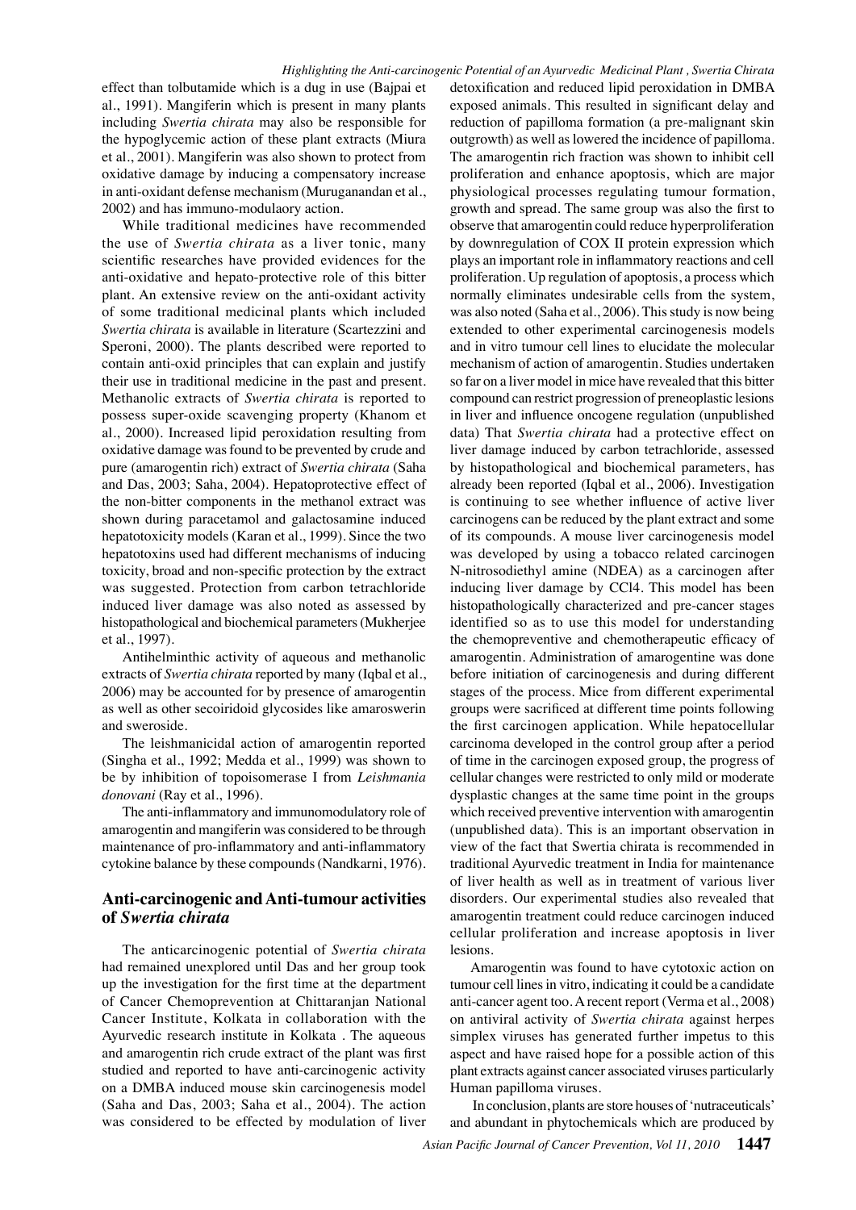effect than tolbutamide which is a dug in use (Bajpai et al., 1991). Mangiferin which is present in many plants including *Swertia chirata* may also be responsible for the hypoglycemic action of these plant extracts (Miura et al., 2001). Mangiferin was also shown to protect from oxidative damage by inducing a compensatory increase in anti-oxidant defense mechanism (Muruganandan et al., 2002) and has immuno-modulaory action.

While traditional medicines have recommended the use of *Swertia chirata* as a liver tonic, many scientific researches have provided evidences for the anti-oxidative and hepato-protective role of this bitter plant. An extensive review on the anti-oxidant activity of some traditional medicinal plants which included *Swertia chirata* is available in literature (Scartezzini and Speroni, 2000). The plants described were reported to contain anti-oxid principles that can explain and justify their use in traditional medicine in the past and present. Methanolic extracts of *Swertia chirata* is reported to possess super-oxide scavenging property (Khanom et al., 2000). Increased lipid peroxidation resulting from oxidative damage was found to be prevented by crude and pure (amarogentin rich) extract of *Swertia chirata* (Saha and Das, 2003; Saha, 2004). Hepatoprotective effect of the non-bitter components in the methanol extract was shown during paracetamol and galactosamine induced hepatotoxicity models (Karan et al., 1999). Since the two hepatotoxins used had different mechanisms of inducing toxicity, broad and non-specific protection by the extract was suggested. Protection from carbon tetrachloride induced liver damage was also noted as assessed by histopathological and biochemical parameters (Mukherjee et al., 1997).

Antihelminthic activity of aqueous and methanolic extracts of *Swertia chirata* reported by many (Iqbal et al., 2006) may be accounted for by presence of amarogentin as well as other secoiridoid glycosides like amaroswerin and sweroside.

The leishmanicidal action of amarogentin reported (Singha et al., 1992; Medda et al., 1999) was shown to be by inhibition of topoisomerase I from *Leishmania donovani* (Ray et al., 1996).

The anti-inflammatory and immunomodulatory role of amarogentin and mangiferin was considered to be through maintenance of pro-inflammatory and anti-inflammatory cytokine balance by these compounds (Nandkarni, 1976).

## Anti-carcinogenic and Anti-tumour activities of *Swertia chirata*

The anticarcinogenic potential of *Swertia chirata* had remained unexplored until Das and her group took up the investigation for the first time at the department of Cancer Chemoprevention at Chittaranjan National Cancer Institute, Kolkata in collaboration with the Ayurvedic research institute in Kolkata . The aqueous and amarogentin rich crude extract of the plant was first studied and reported to have anti-carcinogenic activity on a DMBA induced mouse skin carcinogenesis model (Saha and Das, 2003; Saha et al., 2004). The action was considered to be effected by modulation of liver detoxification and reduced lipid peroxidation in DMBA exposed animals. This resulted in significant delay and reduction of papilloma formation (a pre-malignant skin outgrowth) as well as lowered the incidence of papilloma. The amarogentin rich fraction was shown to inhibit cell proliferation and enhance apoptosis, which are major physiological processes regulating tumour formation, growth and spread. The same group was also the first to observe that amarogentin could reduce hyperproliferation by downregulation of COX II protein expression which plays an important role in inflammatory reactions and cell proliferation. Up regulation of apoptosis, a process which normally eliminates undesirable cells from the system, was also noted (Saha et al., 2006). This study is now being extended to other experimental carcinogenesis models and in vitro tumour cell lines to elucidate the molecular mechanism of action of amarogentin. Studies undertaken so far on a liver model in mice have revealed that this bitter compound can restrict progression of preneoplastic lesions in liver and influence oncogene regulation (unpublished data) That *Swertia chirata* had a protective effect on liver damage induced by carbon tetrachloride, assessed by histopathological and biochemical parameters, has already been reported (Iqbal et al., 2006). Investigation is continuing to see whether influence of active liver carcinogens can be reduced by the plant extract and some of its compounds. A mouse liver carcinogenesis model was developed by using a tobacco related carcinogen N-nitrosodiethyl amine (NDEA) as a carcinogen after inducing liver damage by $CCl_4$. This model has been histopathologically characterized and pre-cancer stages identified so as to use this model for understanding the chemopreventive and chemotherapeutic efficacy of amarogentin. Administration of amarogentine was done before initiation of carcinogenesis and during different stages of the process. Mice from different experimental groups were sacrificed at different time points following the first carcinogen application. While hepatocellular carcinoma developed in the control group after a period of time in the carcinogen exposed group, the progress of cellular changes were restricted to only mild or moderate dysplastic changes at the same time point in the groups which received preventive intervention with amarogentin (unpublished data). This is an important observation in view of the fact that Swertia chirata is recommended in traditional Ayurvedic treatment in India for maintenance of liver health as well as in treatment of various liver disorders. Our experimental studies also revealed that amarogentin treatment could reduce carcinogen induced cellular proliferation and increase apoptosis in liver lesions.

Amarogentin was found to have cytotoxic action on tumour cell lines in vitro, indicating it could be a candidate anti-cancer agent too. A recent report (Verma et al., 2008) on antiviral activity of *Swertia chirata* against herpes simplex viruses has generated further impetus to this aspect and have raised hope for a possible action of this plant extracts against cancer associated viruses particularly Human papilloma viruses.

In conclusion, plants are store houses of 'nutraceuticals' and abundant in phytochemicals which are produced by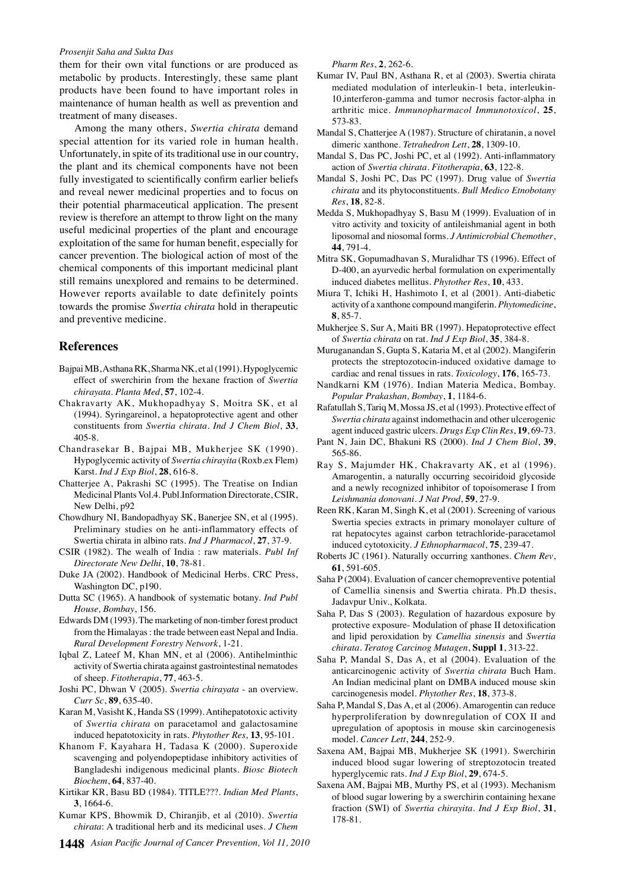them for their own vital functions or are produced as metabolic by products. Interestingly, these same plant products have been found to have important roles in maintenance of human health as well as prevention and treatment of many diseases.

Among the many others, *Swertia chirata* demand special attention for its varied role in human health. Unfortunately, in spite of its traditional use in our country, the plant and its chemical components have not been fully investigated to scientifically confirm earlier beliefs and reveal newer medicinal properties and to focus on their potential pharmaceutical application. The present review is therefore an attempt to throw light on the many useful medicinal properties of the plant and encourage exploitation of the same for human benefit, especially for cancer prevention. The biological action of most of the chemical components of this important medicinal plant still remains unexplored and remains to be determined. However reports available to date definitely points towards the promise *Swertia chirata* hold in therapeutic and preventive medicine.

## References

Bajpai MB, Asthana RK, Sharma NK, et al (1991). Hypoglycemic effect of swerchirin from the hexane fraction of *Swertia chirayata*. *Planta Med*, **57**, 102-4.

Chakravarty AK, Mukhopadhyay S, Moitra SK, et al (1994). Syringareinol, a hepatoprotective agent and other constituents from *Swertia chirata*. *Ind J Chem Biol*, **33**, 405-8.

Chandrasekar B, Bajpai MB, Mukherjee SK (1990). Hypoglycemic activity of *Swertia chirayita* (Roxb.ex Flem) Karst. *Ind J Exp Biol*, **28**, 616-8.

Chatterjee A, Pakrashi SC (1995). The Treatise on Indian Medicinal Plants Vol.4. Publ.Information Directorate, CSIR, New Delhi, p92

Chowdhury NI, Bandopadhyay SK, Banerjee SN, et al (1995). Preliminary studies on he anti-inflammatory effects of Swertia chirata in albino rats. *Ind J Pharmacol*, **27**, 37-9.

CSIR (1982). The wealh of India : raw materials. *Publ Inf Directorate New Delhi*, **10**, 78-81.

Duke JA (2002). Handbook of Medicinal Herbs. CRC Press, Washington DC, p190.

Dutta SC (1965). A handbook of systematic botany. *Ind Publ House, Bombay*, 156.

Edwards DM (1993). The marketing of non-timber forest product from the Himalayas : the trade between east Nepal and India. *Rural Development Forestry Network*, 1-21.

Iqbal Z, Lateef M, Khan MN, et al (2006). Antihelminthic activity of Swertia chirata against gastrointestinal nematodes of sheep. *Fitotherapia*, **77**, 463-5.

Joshi PC, Dhwan V (2005). *Swertia chirayata* - an overview. *Curr Sc*, **89**, 635-40.

Karan M, Vasisht K, Handa SS (1999). Antihepatotoxic activity of *Swertia chirata* on paracetamol and galactosamine induced hepatotoxicity in rats. *Phytother Res*, **13**, 95-101.

Khanom F, Kayahara H, Tadasa K (2000). Superoxide scavenging and polyendopeptidase inhibitory activities of Bangladeshi indigenous medicinal plants. *Biosc Biotech Biochem*, **64**, 837-40.

Kirtikar KR, Basu BD (1984). TITLE???. *Indian Med Plants*, **3**, 1664-6.

Kumar KPS, Bhowmik D, Chiranjib, et al (2010). *Swertia chirata*: A traditional herb and its medicinal uses. *J Chem Pharm Res*, **2**, 262-6.

Kumar IV, Paul BN, Asthana R, et al (2003). Swertia chirata mediated modulation of interleukin-1 beta, interleukin-10,interferon-gamma and tumor necrosis factor-alpha in arthritic mice. *Immunopharmacol Immunotoxicol*, **25**, 573-83.

Mandal S, Chatterjee A (1987). Structure of chiratanin, a novel dimeric xanthone. *Tetrahedron Lett*, **28**, 1309-10.

Mandal S, Das PC, Joshi PC, et al (1992). Anti-inflammatory action of *Swertia chirata*. *Fitotherapia*, **63**, 122-8.

Mandal S, Joshi PC, Das PC (1997). Drug value of *Swertia chirata* and its phytoconstituents. *Bull Medico Etnobotany Res*, **18**, 82-8.

Medda S, Mukhopadhyay S, Basu M (1999). Evaluation of in vitro activity and toxicity of antileishmanial agent in both liposomal and niosomal forms. *J Antimicrobial Chemother*, **44**, 791-4.

Mitra SK, Gopumadhavan S, Muralidhar TS (1996). Effect of D-400, an ayurvedic herbal formulation on experimentally induced diabetes mellitus. *Phytother Res*, **10**, 433.

Miura T, Ichiki H, Hashimoto I, et al (2001). Anti-diabetic activity of a xanthone compound mangiferin. *Phytomedicine*, **8**, 85-7.

Mukherjee S, Sur A, Maiti BR (1997). Hepatoprotective effect of *Swertia chirata* on rat. *Ind J Exp Biol*, **35**, 384-8.

Muruganandan S, Gupta S, Kataria M, et al (2002). Mangiferin protects the streptozotocin-induced oxidative damage to cardiac and renal tissues in rats. *Toxicology*, **176**, 165-73.

Nandkarni KM (1976). Indian Materia Medica, Bombay. *Popular Prakashan, Bombay*, **1**, 1184-6.

Rafatullah S, Tariq M, Mossa JS, et al (1993). Protective effect of *Swertia chirata* against indomethacin and other ulcerogenic agent induced gastric ulcers. *Drugs Exp Clin Res*, **19**, 69-73.

Pant N, Jain DC, Bhakuni RS (2000). *Ind J Chem Biol*, **39**, 565-86.

Ray S, Majumder HK, Chakravarty AK, et al (1996). Amarogentin, a naturally occurring secoiridoid glycoside and a newly recognized inhibitor of topoisomerase I from *Leishmania donovani*. *J Nat Prod*, **59**, 27-9.

Reen RK, Karan M, Singh K, et al (2001). Screening of various Swertia species extracts in primary monolayer culture of rat hepatocytes against carbon tetrachloride-paracetamol induced cytotoxicity. *J Ethnopharmacol*, **75**, 239-47.

Roberts JC (1961). Naturally occurring xanthones. *Chem Rev*, **61**, 591-605.

Saha P (2004). Evaluation of cancer chemopreventive potential of Camellia sinensis and Swertia chirata. Ph.D thesis, Jadavpur Univ., Kolkata.

Saha P, Das S (2003). Regulation of hazardous exposure by protective exposure- Modulation of phase II detoxification and lipid peroxidation by *Camellia sinensis* and *Swertia chirata*. *Teratog Carcinog Mutagen*, **Suppl 1**, 313-22.

Saha P, Mandal S, Das A, et al (2004). Evaluation of the anticarcinogenic activity of *Swertia chirata* Buch Ham. An Indian medicinal plant on DMBA induced mouse skin carcinogenesis model. *Phytother Res*, **18**, 373-8.

Saha P, Mandal S, Das A, et al (2006). Amarogentin can reduce hyperproliferation by downregulation of COX II and upregulation of apoptosis in mouse skin carcinogenesis model. *Cancer Lett*, **244**, 252-9.

Saxena AM, Bajpai MB, Mukherjee SK (1991). Swerchirin induced blood sugar lowering of streptozotocin treated hyperglycemic rats. *Ind J Exp Biol*, **29**, 674-5.

Saxena AM, Bajpai MB, Murthy PS, et al (1993). Mechanism of blood sugar lowering by a swerchirin containing hexane fraction (SWI) of *Swertia chirayita*. *Ind J Exp Biol*, **31**, 178-81.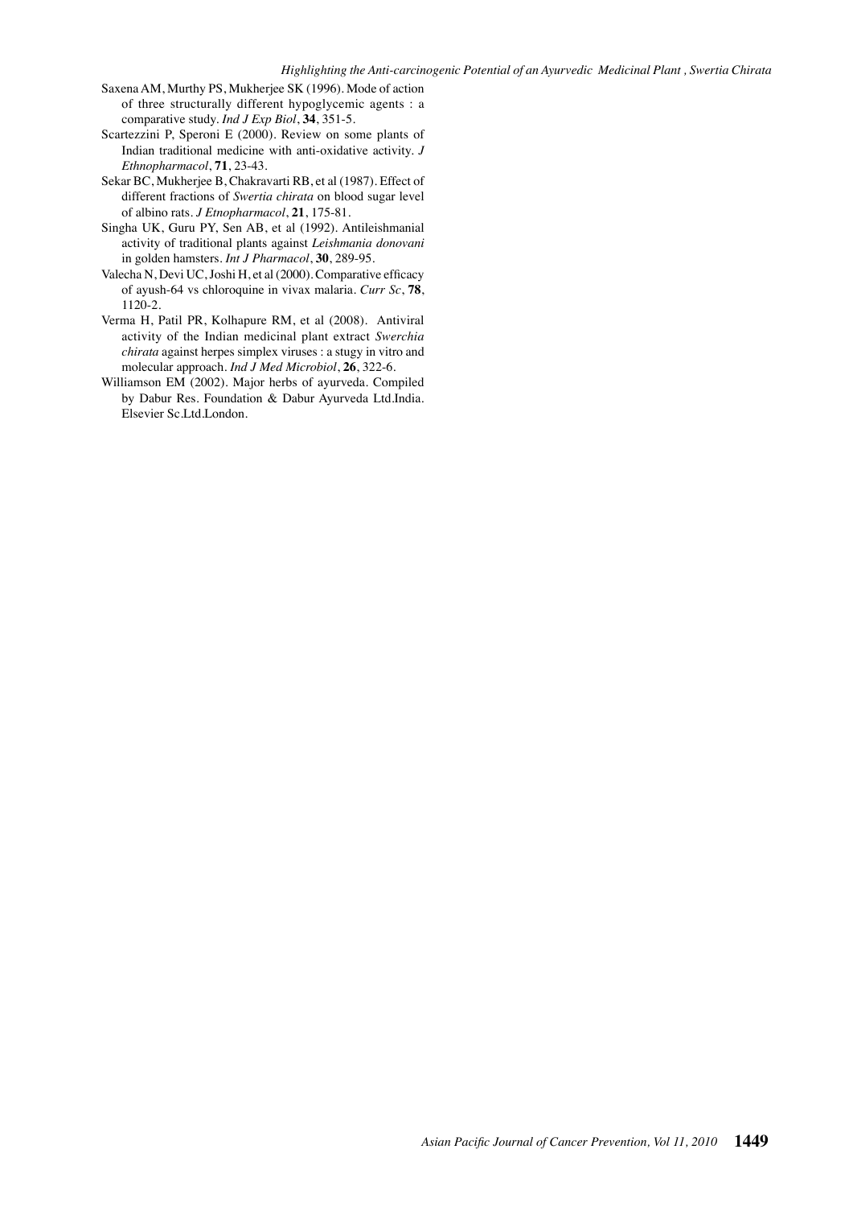Saxena AM, Murthy PS, Mukherjee SK (1996). Mode of action of three structurally different hypoglycemic agents : a comparative study. *Ind J Exp Biol*, **34**, 351-5.

Scartezzini P, Speroni E (2000). Review on some plants of Indian traditional medicine with anti-oxidative activity. *J Ethnopharmacol*, **71**, 23-43.

Sekar BC, Mukherjee B, Chakravarti RB, et al (1987). Effect of different fractions of *Swertia chirata* on blood sugar level of albino rats. *J Etnopharmacol*, **21**, 175-81.

Singha UK, Guru PY, Sen AB, et al (1992). Antileishmanial activity of traditional plants against *Leishmania donovani* in golden hamsters. *Int J Pharmacol*, **30**, 289-95.

Valecha N, Devi UC, Joshi H, et al (2000). Comparative efficacy of ayush-64 vs chloroquine in vivax malaria. *Curr Sc*, **78**, 1120-2.

Verma H, Patil PR, Kolhapure RM, et al (2008). Antiviral activity of the Indian medicinal plant extract *Swerchia chirata* against herpes simplex viruses : a stugy in vitro and molecular approach. *Ind J Med Microbiol*, **26**, 322-6.

Williamson EM (2002). Major herbs of ayurveda. Compiled by Dabur Res. Foundation & Dabur Ayurveda Ltd.India. Elsevier Sc.Ltd.London.